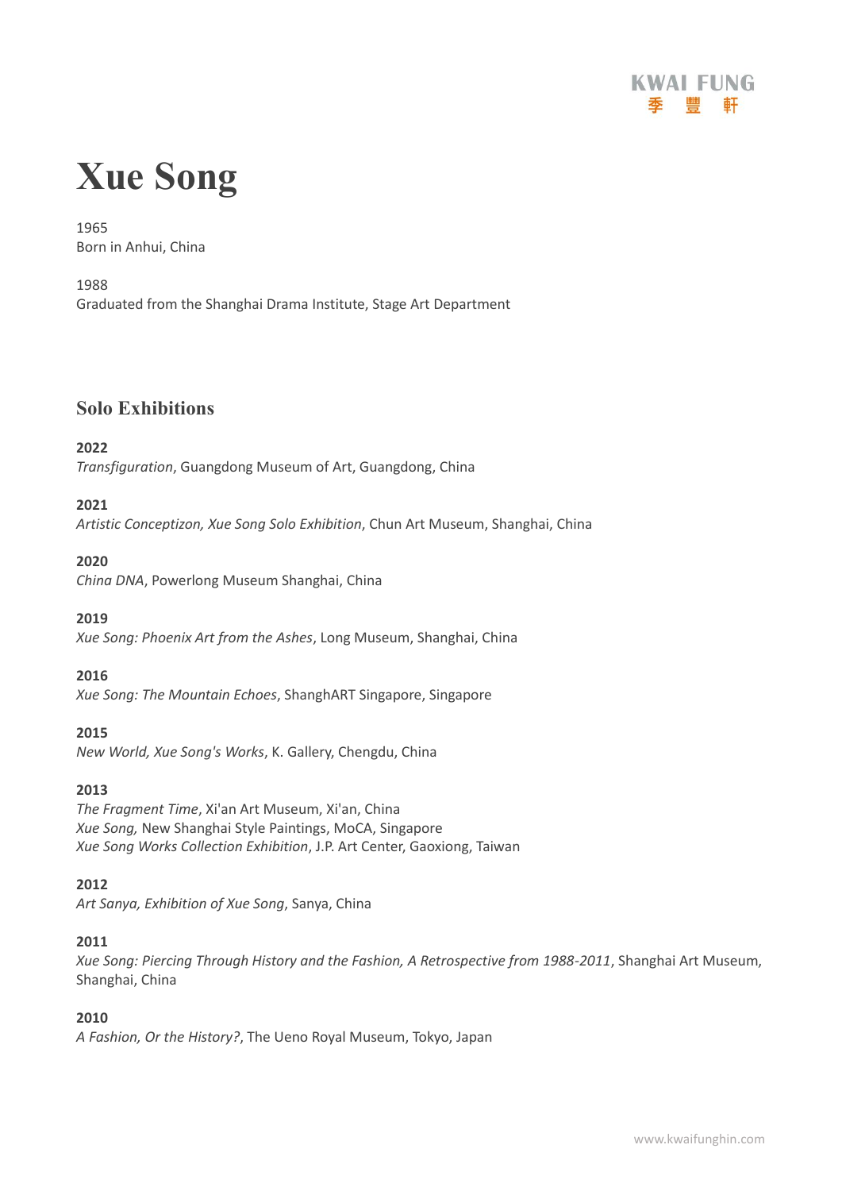# Xue Song

1965
Born in Anhui, China

1988
Graduated from the Shanghai Drama Institute, Stage Art Department

## Solo Exhibitions

**2022**
*Transfiguration*, Guangdong Museum of Art, Guangdong, China

**2021**
*Artistic Conceptizon, Xue Song Solo Exhibition*, Chun Art Museum, Shanghai, China

**2020**
*China DNA*, Powerlong Museum Shanghai, China

**2019**
*Xue Song: Phoenix Art from the Ashes*, Long Museum, Shanghai, China

**2016**
*Xue Song: The Mountain Echoes*, ShanghART Singapore, Singapore

**2015**
*New World, Xue Song's Works*, K. Gallery, Chengdu, China

**2013**
*The Fragment Time*, Xi'an Art Museum, Xi'an, China
*Xue Song,* New Shanghai Style Paintings, MoCA, Singapore
*Xue Song Works Collection Exhibition*, J.P. Art Center, Gaoxiong, Taiwan

**2012**
*Art Sanya, Exhibition of Xue Song*, Sanya, China

**2011**
*Xue Song: Piercing Through History and the Fashion, A Retrospective from 1988-2011*, Shanghai Art Museum, Shanghai, China

**2010**
*A Fashion, Or the History?*, The Ueno Royal Museum, Tokyo, Japan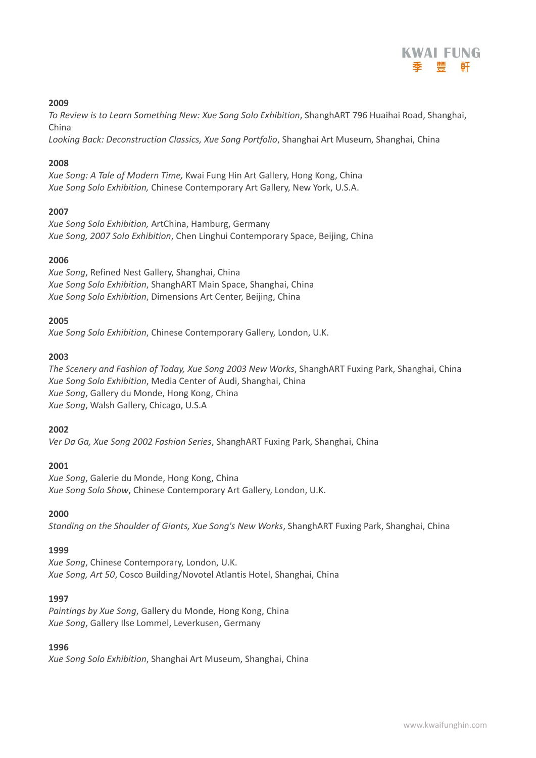**2009**

*To Review is to Learn Something New: Xue Song Solo Exhibition*, ShanghART 796 Huaihai Road, Shanghai, China
*Looking Back: Deconstruction Classics, Xue Song Portfolio*, Shanghai Art Museum, Shanghai, China

**2008**

*Xue Song: A Tale of Modern Time,* Kwai Fung Hin Art Gallery, Hong Kong, China
*Xue Song Solo Exhibition,* Chinese Contemporary Art Gallery, New York, U.S.A.

**2007**

*Xue Song Solo Exhibition,* ArtChina, Hamburg, Germany
*Xue Song, 2007 Solo Exhibition*, Chen Linghui Contemporary Space, Beijing, China

**2006**

*Xue Song*, Refined Nest Gallery, Shanghai, China
*Xue Song Solo Exhibition*, ShanghART Main Space, Shanghai, China
*Xue Song Solo Exhibition*, Dimensions Art Center, Beijing, China

**2005**

*Xue Song Solo Exhibition*, Chinese Contemporary Gallery, London, U.K.

**2003**

*The Scenery and Fashion of Today, Xue Song 2003 New Works*, ShanghART Fuxing Park, Shanghai, China
*Xue Song Solo Exhibition*, Media Center of Audi, Shanghai, China
*Xue Song*, Gallery du Monde, Hong Kong, China
*Xue Song*, Walsh Gallery, Chicago, U.S.A

**2002**

*Ver Da Ga, Xue Song 2002 Fashion Series*, ShanghART Fuxing Park, Shanghai, China

**2001**

*Xue Song*, Galerie du Monde, Hong Kong, China
*Xue Song Solo Show*, Chinese Contemporary Art Gallery, London, U.K.

**2000**

*Standing on the Shoulder of Giants, Xue Song's New Works*, ShanghART Fuxing Park, Shanghai, China

**1999**

*Xue Song*, Chinese Contemporary, London, U.K.
*Xue Song, Art 50*, Cosco Building/Novotel Atlantis Hotel, Shanghai, China

**1997**

*Paintings by Xue Song*, Gallery du Monde, Hong Kong, China
*Xue Song*, Gallery Ilse Lommel, Leverkusen, Germany

**1996**

*Xue Song Solo Exhibition*, Shanghai Art Museum, Shanghai, China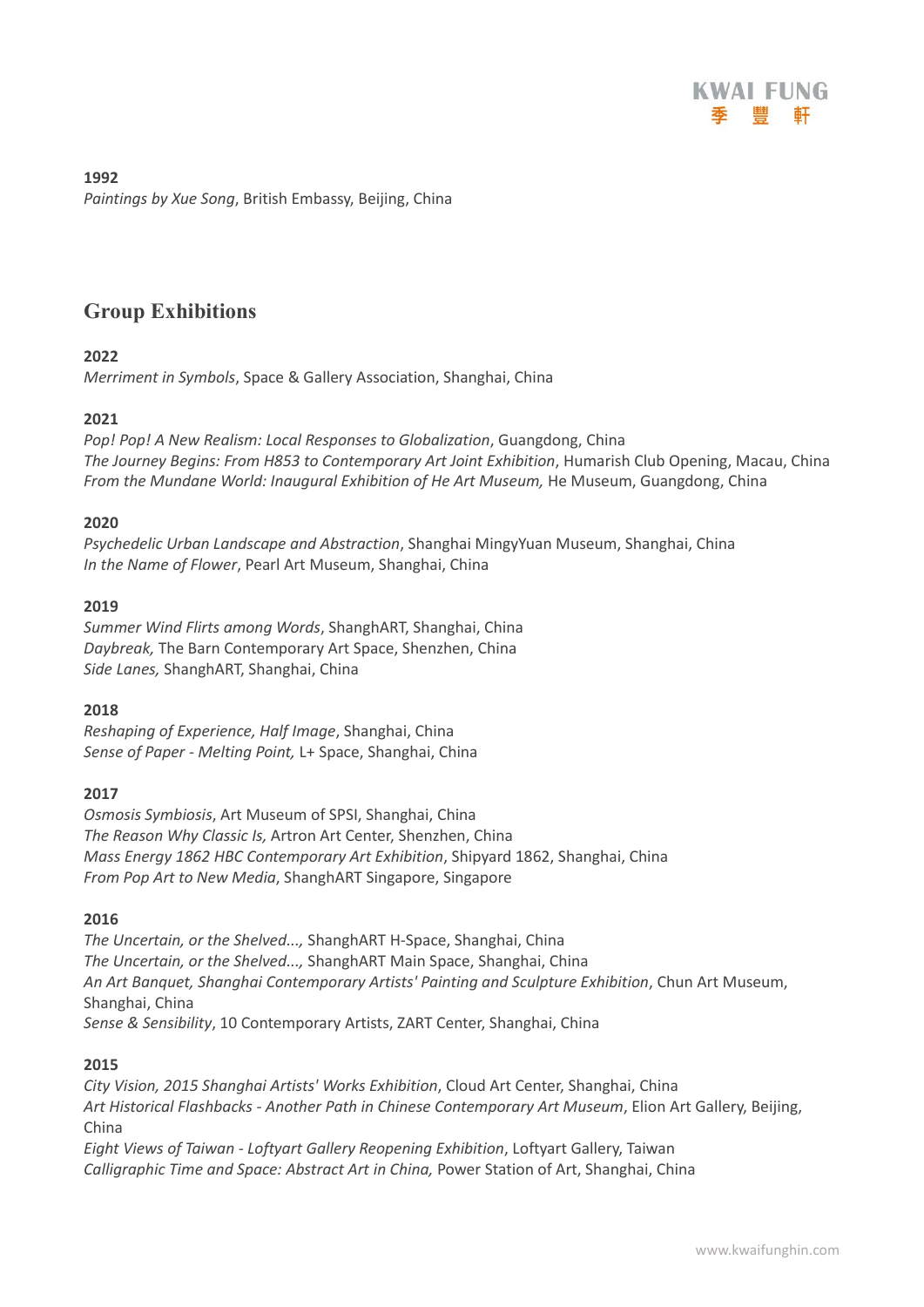**1992**
*Paintings by Xue Song*, British Embassy, Beijing, China

## Group Exhibitions

**2022**
*Merriment in Symbols*, Space & Gallery Association, Shanghai, China

**2021**
*Pop! Pop! A New Realism: Local Responses to Globalization*, Guangdong, China
*The Journey Begins: From H853 to Contemporary Art Joint Exhibition*, Humarish Club Opening, Macau, China
*From the Mundane World: Inaugural Exhibition of He Art Museum,* He Museum, Guangdong, China

**2020**
*Psychedelic Urban Landscape and Abstraction*, Shanghai MingyYuan Museum, Shanghai, China
*In the Name of Flower*, Pearl Art Museum, Shanghai, China

**2019**
*Summer Wind Flirts among Words*, ShanghART, Shanghai, China
*Daybreak,* The Barn Contemporary Art Space, Shenzhen, China
*Side Lanes,* ShanghART, Shanghai, China

**2018**
*Reshaping of Experience, Half Image*, Shanghai, China
*Sense of Paper - Melting Point,* L+ Space, Shanghai, China

**2017**
*Osmosis Symbiosis*, Art Museum of SPSI, Shanghai, China
*The Reason Why Classic Is,* Artron Art Center, Shenzhen, China
*Mass Energy 1862 HBC Contemporary Art Exhibition*, Shipyard 1862, Shanghai, China
*From Pop Art to New Media*, ShanghART Singapore, Singapore

**2016**
*The Uncertain, or the Shelved...,* ShanghART H-Space, Shanghai, China
*The Uncertain, or the Shelved...,* ShanghART Main Space, Shanghai, China
*An Art Banquet, Shanghai Contemporary Artists' Painting and Sculpture Exhibition*, Chun Art Museum, Shanghai, China
*Sense & Sensibility*, 10 Contemporary Artists, ZART Center, Shanghai, China

**2015**
*City Vision, 2015 Shanghai Artists' Works Exhibition*, Cloud Art Center, Shanghai, China
*Art Historical Flashbacks - Another Path in Chinese Contemporary Art Museum*, Elion Art Gallery, Beijing, China
*Eight Views of Taiwan - Loftyart Gallery Reopening Exhibition*, Loftyart Gallery, Taiwan
*Calligraphic Time and Space: Abstract Art in China,* Power Station of Art, Shanghai, China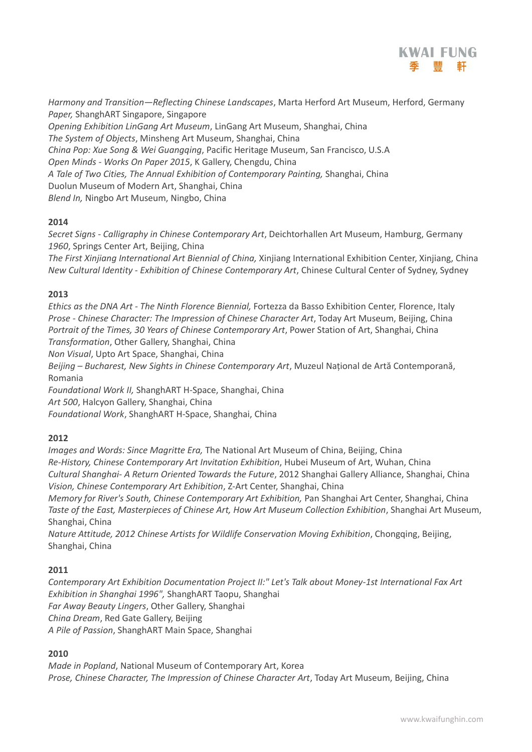*Harmony and Transition—Reflecting Chinese Landscapes*, Marta Herford Art Museum, Herford, Germany
*Paper,* ShanghART Singapore, Singapore
*Opening Exhibition LinGang Art Museum*, LinGang Art Museum, Shanghai, China
*The System of Objects*, Minsheng Art Museum, Shanghai, China
*China Pop: Xue Song & Wei Guangqing*, Pacific Heritage Museum, San Francisco, U.S.A
*Open Minds - Works On Paper 2015*, K Gallery, Chengdu, China
*A Tale of Two Cities, The Annual Exhibition of Contemporary Painting,* Shanghai, China
Duolun Museum of Modern Art, Shanghai, China
*Blend In,* Ningbo Art Museum, Ningbo, China

**2014**

*Secret Signs - Calligraphy in Chinese Contemporary Art*, Deichtorhallen Art Museum, Hamburg, Germany
*1960*, Springs Center Art, Beijing, China
*The First Xinjiang International Art Biennial of China,* Xinjiang International Exhibition Center, Xinjiang, China
*New Cultural Identity - Exhibition of Chinese Contemporary Art*, Chinese Cultural Center of Sydney, Sydney

**2013**

*Ethics as the DNA Art - The Ninth Florence Biennial,* Fortezza da Basso Exhibition Center, Florence, Italy
*Prose - Chinese Character: The Impression of Chinese Character Art*, Today Art Museum, Beijing, China
*Portrait of the Times, 30 Years of Chinese Contemporary Art*, Power Station of Art, Shanghai, China
*Transformation*, Other Gallery, Shanghai, China
*Non Visual*, Upto Art Space, Shanghai, China
*Beijing – Bucharest, New Sights in Chinese Contemporary Art*, Muzeul Național de Artă Contemporană, Romania
*Foundational Work II,* ShanghART H-Space, Shanghai, China
*Art 500*, Halcyon Gallery, Shanghai, China
*Foundational Work*, ShanghART H-Space, Shanghai, China

**2012**

*Images and Words: Since Magritte Era,* The National Art Museum of China, Beijing, China
*Re-History, Chinese Contemporary Art Invitation Exhibition*, Hubei Museum of Art, Wuhan, China
*Cultural Shanghai- A Return Oriented Towards the Future*, 2012 Shanghai Gallery Alliance, Shanghai, China
*Vision, Chinese Contemporary Art Exhibition*, Z-Art Center, Shanghai, China
*Memory for River's South, Chinese Contemporary Art Exhibition,* Pan Shanghai Art Center, Shanghai, China
*Taste of the East, Masterpieces of Chinese Art, How Art Museum Collection Exhibition*, Shanghai Art Museum, Shanghai, China
*Nature Attitude, 2012 Chinese Artists for Wildlife Conservation Moving Exhibition*, Chongqing, Beijing, Shanghai, China

**2011**

*Contemporary Art Exhibition Documentation Project II:" Let's Talk about Money-1st International Fax Art Exhibition in Shanghai 1996",* ShanghART Taopu, Shanghai
*Far Away Beauty Lingers*, Other Gallery, Shanghai
*China Dream*, Red Gate Gallery, Beijing
*A Pile of Passion*, ShanghART Main Space, Shanghai

**2010**

*Made in Popland*, National Museum of Contemporary Art, Korea
*Prose, Chinese Character, The Impression of Chinese Character Art*, Today Art Museum, Beijing, China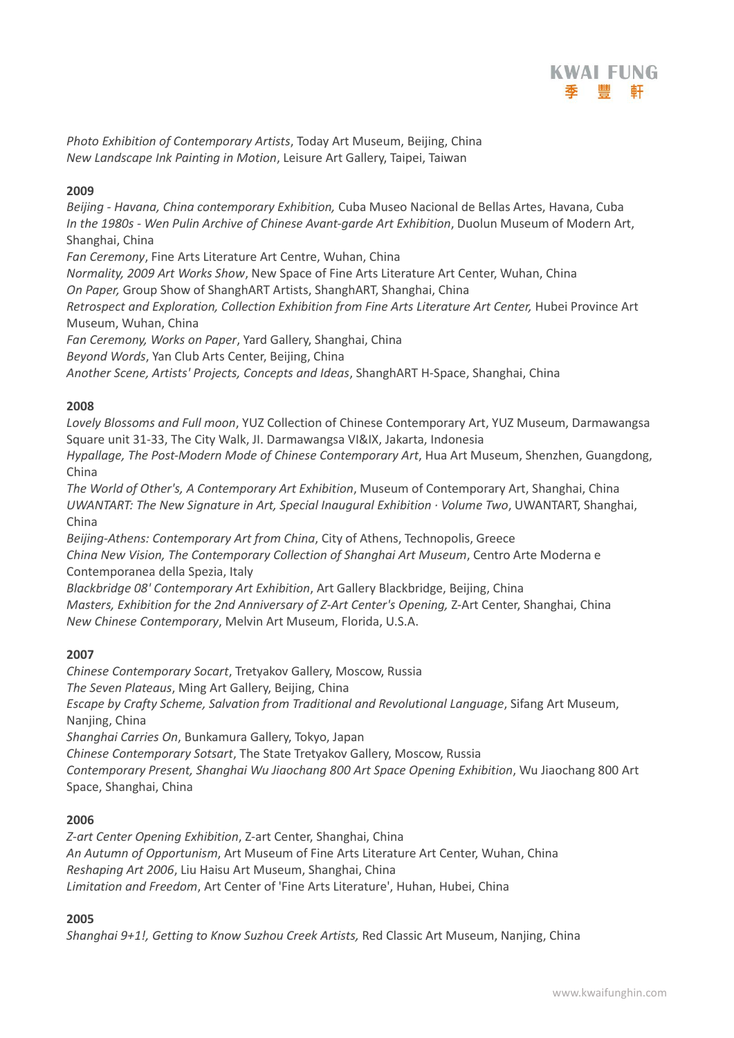*Photo Exhibition of Contemporary Artists*, Today Art Museum, Beijing, China
*New Landscape Ink Painting in Motion*, Leisure Art Gallery, Taipei, Taiwan

**2009**

*Beijing - Havana, China contemporary Exhibition,* Cuba Museo Nacional de Bellas Artes, Havana, Cuba
*In the 1980s - Wen Pulin Archive of Chinese Avant-garde Art Exhibition*, Duolun Museum of Modern Art, Shanghai, China
*Fan Ceremony*, Fine Arts Literature Art Centre, Wuhan, China
*Normality, 2009 Art Works Show*, New Space of Fine Arts Literature Art Center, Wuhan, China
*On Paper,* Group Show of ShanghART Artists, ShanghART, Shanghai, China
*Retrospect and Exploration, Collection Exhibition from Fine Arts Literature Art Center,* Hubei Province Art Museum, Wuhan, China
*Fan Ceremony, Works on Paper*, Yard Gallery, Shanghai, China
*Beyond Words*, Yan Club Arts Center, Beijing, China
*Another Scene, Artists' Projects, Concepts and Ideas*, ShanghART H-Space, Shanghai, China

**2008**

*Lovely Blossoms and Full moon*, YUZ Collection of Chinese Contemporary Art, YUZ Museum, Darmawangsa Square unit 31-33, The City Walk, JI. Darmawangsa VI&IX, Jakarta, Indonesia
*Hypallage, The Post-Modern Mode of Chinese Contemporary Art*, Hua Art Museum, Shenzhen, Guangdong, China
*The World of Other's, A Contemporary Art Exhibition*, Museum of Contemporary Art, Shanghai, China
*UWANTART: The New Signature in Art, Special Inaugural Exhibition · Volume Two*, UWANTART, Shanghai, China
*Beijing-Athens: Contemporary Art from China*, City of Athens, Technopolis, Greece
*China New Vision, The Contemporary Collection of Shanghai Art Museum*, Centro Arte Moderna e Contemporanea della Spezia, Italy
*Blackbridge 08' Contemporary Art Exhibition*, Art Gallery Blackbridge, Beijing, China
*Masters, Exhibition for the 2nd Anniversary of Z-Art Center's Opening,* Z-Art Center, Shanghai, China
*New Chinese Contemporary*, Melvin Art Museum, Florida, U.S.A.

**2007**

*Chinese Contemporary Socart*, Tretyakov Gallery, Moscow, Russia
*The Seven Plateaus*, Ming Art Gallery, Beijing, China
*Escape by Crafty Scheme, Salvation from Traditional and Revolutional Language*, Sifang Art Museum, Nanjing, China
*Shanghai Carries On*, Bunkamura Gallery, Tokyo, Japan
*Chinese Contemporary Sotsart*, The State Tretyakov Gallery, Moscow, Russia
*Contemporary Present, Shanghai Wu Jiaochang 800 Art Space Opening Exhibition*, Wu Jiaochang 800 Art Space, Shanghai, China

**2006**

*Z-art Center Opening Exhibition*, Z-art Center, Shanghai, China
*An Autumn of Opportunism*, Art Museum of Fine Arts Literature Art Center, Wuhan, China
*Reshaping Art 2006*, Liu Haisu Art Museum, Shanghai, China
*Limitation and Freedom*, Art Center of 'Fine Arts Literature', Huhan, Hubei, China

**2005**

*Shanghai 9+1!, Getting to Know Suzhou Creek Artists,* Red Classic Art Museum, Nanjing, China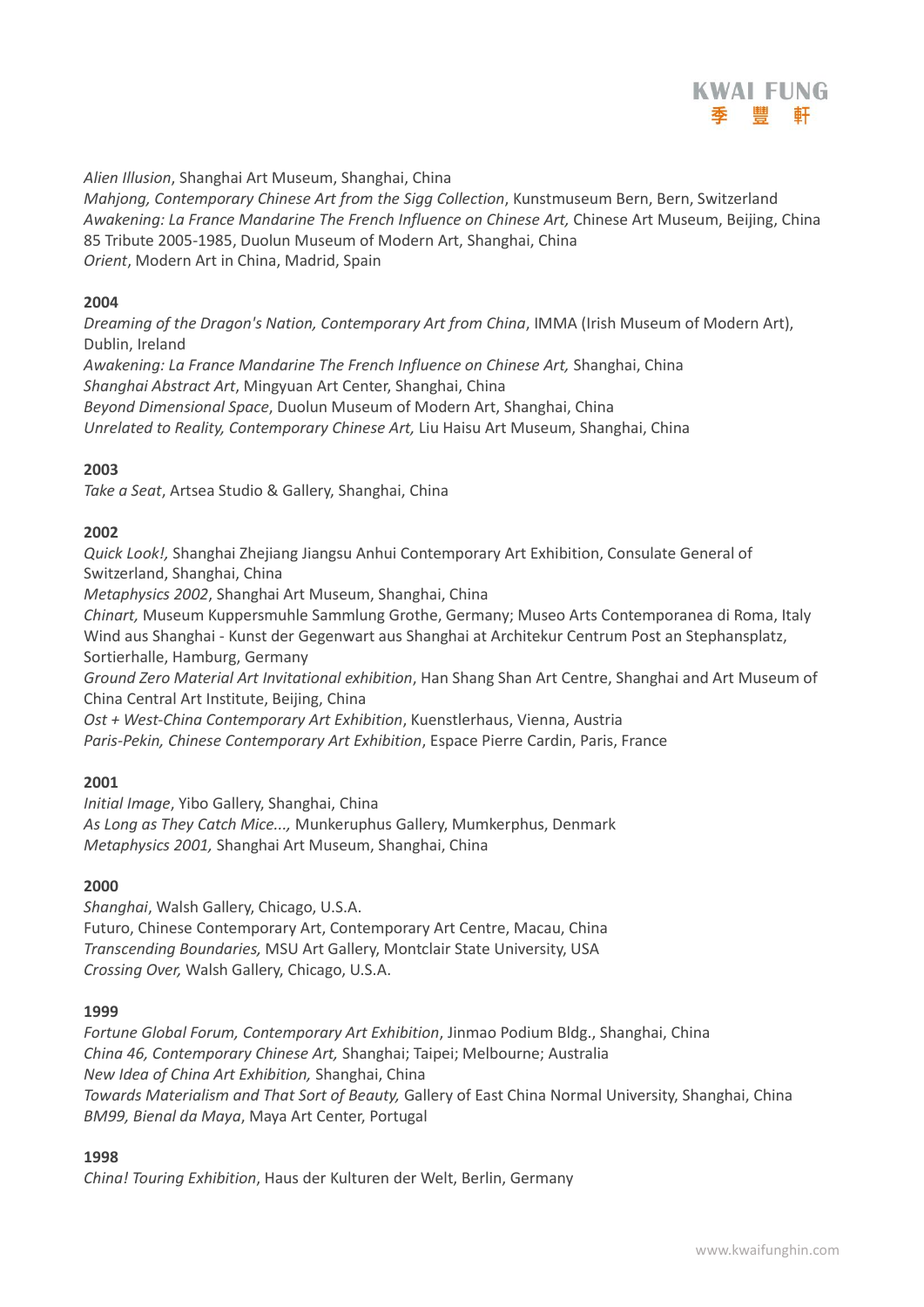*Alien Illusion*, Shanghai Art Museum, Shanghai, China
*Mahjong, Contemporary Chinese Art from the Sigg Collection*, Kunstmuseum Bern, Bern, Switzerland
*Awakening: La France Mandarine The French Influence on Chinese Art,* Chinese Art Museum, Beijing, China
85 Tribute 2005-1985, Duolun Museum of Modern Art, Shanghai, China
*Orient*, Modern Art in China, Madrid, Spain

**2004**

*Dreaming of the Dragon's Nation, Contemporary Art from China*, IMMA (Irish Museum of Modern Art), Dublin, Ireland
*Awakening: La France Mandarine The French Influence on Chinese Art,* Shanghai, China
*Shanghai Abstract Art*, Mingyuan Art Center, Shanghai, China
*Beyond Dimensional Space*, Duolun Museum of Modern Art, Shanghai, China
*Unrelated to Reality, Contemporary Chinese Art,* Liu Haisu Art Museum, Shanghai, China

**2003**

*Take a Seat*, Artsea Studio & Gallery, Shanghai, China

**2002**

*Quick Look!,* Shanghai Zhejiang Jiangsu Anhui Contemporary Art Exhibition, Consulate General of Switzerland, Shanghai, China
*Metaphysics 2002*, Shanghai Art Museum, Shanghai, China
*Chinart,* Museum Kuppersmuhle Sammlung Grothe, Germany; Museo Arts Contemporanea di Roma, Italy
Wind aus Shanghai - Kunst der Gegenwart aus Shanghai at Architekur Centrum Post an Stephansplatz, Sortierhalle, Hamburg, Germany
*Ground Zero Material Art Invitational exhibition*, Han Shang Shan Art Centre, Shanghai and Art Museum of China Central Art Institute, Beijing, China
*Ost + West-China Contemporary Art Exhibition*, Kuenstlerhaus, Vienna, Austria
*Paris-Pekin, Chinese Contemporary Art Exhibition*, Espace Pierre Cardin, Paris, France

**2001**

*Initial Image*, Yibo Gallery, Shanghai, China
*As Long as They Catch Mice...,* Munkeruphus Gallery, Mumkerphus, Denmark
*Metaphysics 2001,* Shanghai Art Museum, Shanghai, China

**2000**

*Shanghai*, Walsh Gallery, Chicago, U.S.A.
Futuro, Chinese Contemporary Art, Contemporary Art Centre, Macau, China
*Transcending Boundaries,* MSU Art Gallery, Montclair State University, USA
*Crossing Over,* Walsh Gallery, Chicago, U.S.A.

**1999**

*Fortune Global Forum, Contemporary Art Exhibition*, Jinmao Podium Bldg., Shanghai, China
*China 46, Contemporary Chinese Art,* Shanghai; Taipei; Melbourne; Australia
*New Idea of China Art Exhibition,* Shanghai, China
*Towards Materialism and That Sort of Beauty,* Gallery of East China Normal University, Shanghai, China
*BM99, Bienal da Maya*, Maya Art Center, Portugal

**1998**

*China! Touring Exhibition*, Haus der Kulturen der Welt, Berlin, Germany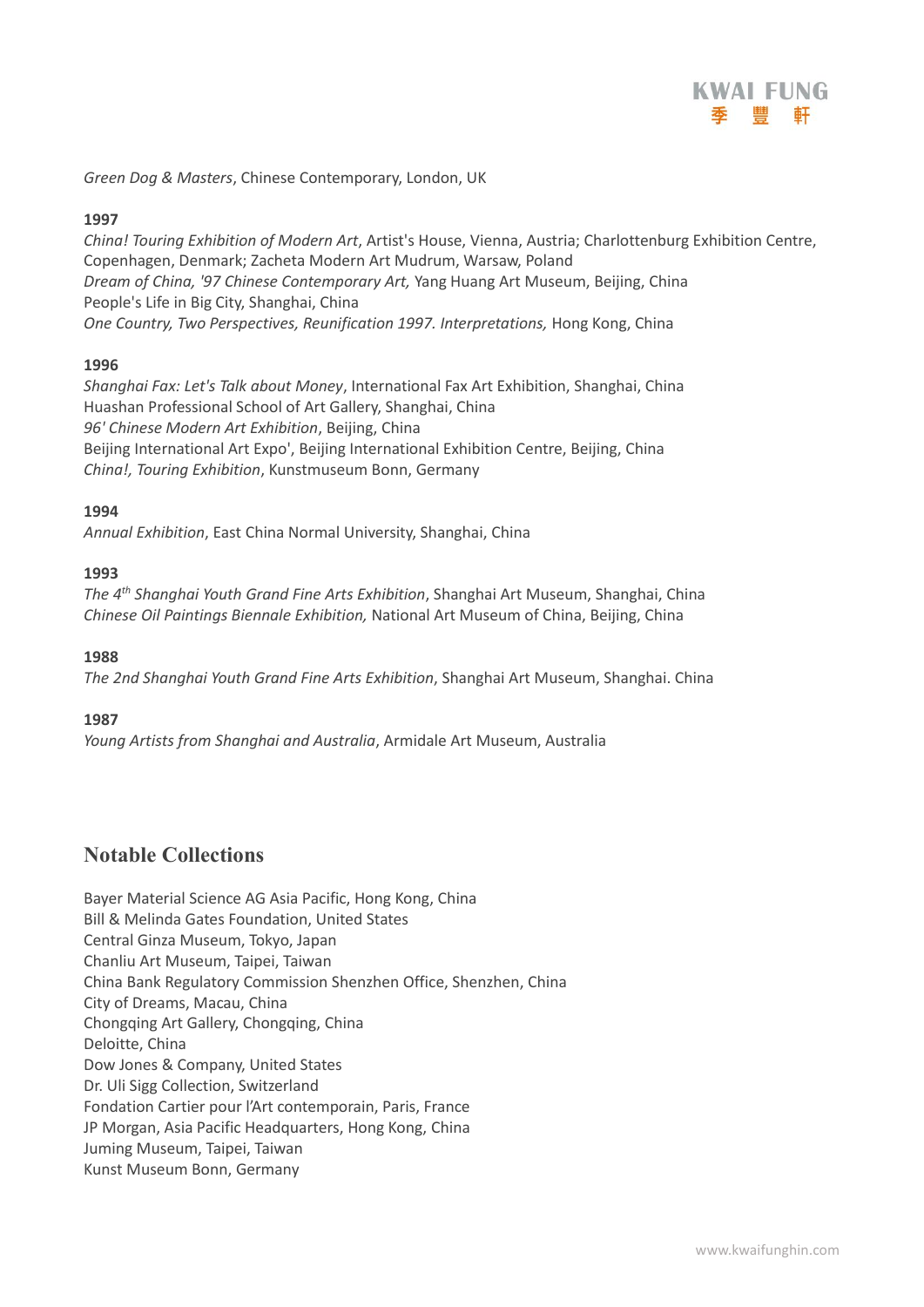*Green Dog & Masters*, Chinese Contemporary, London, UK

**1997**

*China! Touring Exhibition of Modern Art*, Artist's House, Vienna, Austria; Charlottenburg Exhibition Centre, Copenhagen, Denmark; Zacheta Modern Art Mudrum, Warsaw, Poland
*Dream of China, '97 Chinese Contemporary Art,* Yang Huang Art Museum, Beijing, China
People's Life in Big City, Shanghai, China
*One Country, Two Perspectives, Reunification 1997. Interpretations,* Hong Kong, China

**1996**

*Shanghai Fax: Let's Talk about Money*, International Fax Art Exhibition, Shanghai, China
Huashan Professional School of Art Gallery, Shanghai, China
*96' Chinese Modern Art Exhibition*, Beijing, China
Beijing International Art Expo', Beijing International Exhibition Centre, Beijing, China
*China!, Touring Exhibition*, Kunstmuseum Bonn, Germany

**1994**

*Annual Exhibition*, East China Normal University, Shanghai, China

**1993**

*The 4th Shanghai Youth Grand Fine Arts Exhibition*, Shanghai Art Museum, Shanghai, China
*Chinese Oil Paintings Biennale Exhibition,* National Art Museum of China, Beijing, China

**1988**

*The 2nd Shanghai Youth Grand Fine Arts Exhibition*, Shanghai Art Museum, Shanghai. China

**1987**

*Young Artists from Shanghai and Australia*, Armidale Art Museum, Australia

## Notable Collections

Bayer Material Science AG Asia Pacific, Hong Kong, China
Bill & Melinda Gates Foundation, United States
Central Ginza Museum, Tokyo, Japan
Chanliu Art Museum, Taipei, Taiwan
China Bank Regulatory Commission Shenzhen Office, Shenzhen, China
City of Dreams, Macau, China
Chongqing Art Gallery, Chongqing, China
Deloitte, China
Dow Jones & Company, United States
Dr. Uli Sigg Collection, Switzerland
Fondation Cartier pour l'Art contemporain, Paris, France
JP Morgan, Asia Pacific Headquarters, Hong Kong, China
Juming Museum, Taipei, Taiwan
Kunst Museum Bonn, Germany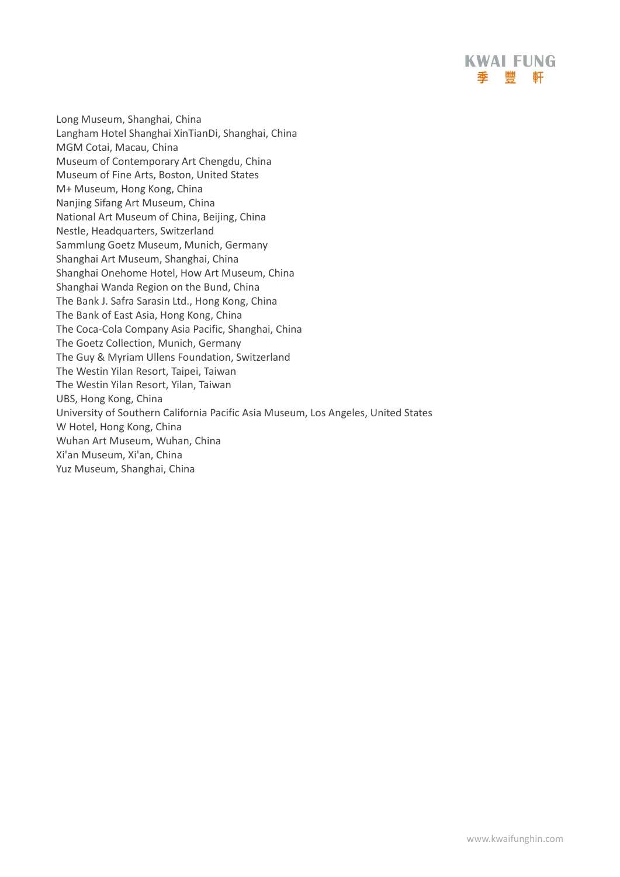Long Museum, Shanghai, China
Langham Hotel Shanghai XinTianDi, Shanghai, China
MGM Cotai, Macau, China
Museum of Contemporary Art Chengdu, China
Museum of Fine Arts, Boston, United States
M+ Museum, Hong Kong, China
Nanjing Sifang Art Museum, China
National Art Museum of China, Beijing, China
Nestle, Headquarters, Switzerland
Sammlung Goetz Museum, Munich, Germany
Shanghai Art Museum, Shanghai, China
Shanghai Onehome Hotel, How Art Museum, China
Shanghai Wanda Region on the Bund, China
The Bank J. Safra Sarasin Ltd., Hong Kong, China
The Bank of East Asia, Hong Kong, China
The Coca-Cola Company Asia Pacific, Shanghai, China
The Goetz Collection, Munich, Germany
The Guy & Myriam Ullens Foundation, Switzerland
The Westin Yilan Resort, Taipei, Taiwan
The Westin Yilan Resort, Yilan, Taiwan
UBS, Hong Kong, China
University of Southern California Pacific Asia Museum, Los Angeles, United States
W Hotel, Hong Kong, China
Wuhan Art Museum, Wuhan, China
Xi'an Museum, Xi'an, China
Yuz Museum, Shanghai, China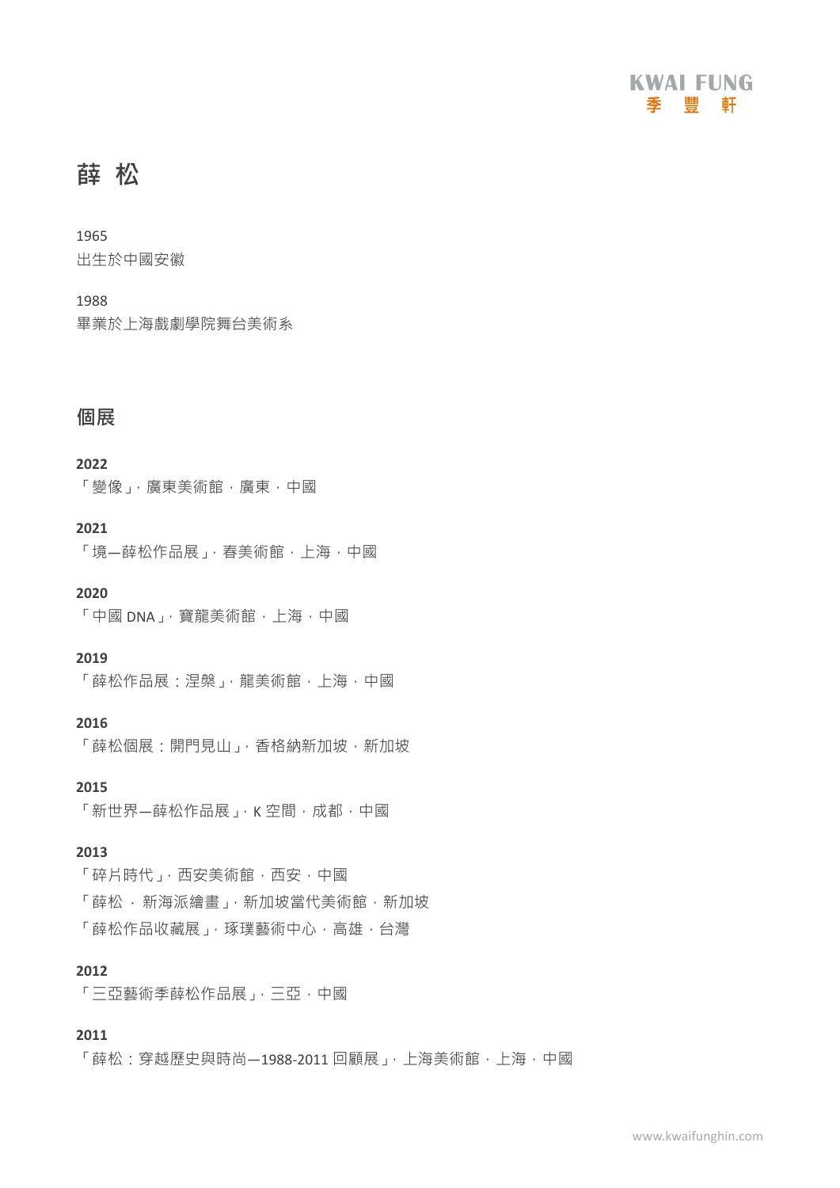# 薛 松

1965
出生於中國安徽

1988
畢業於上海戲劇學院舞台美術系

## 個展

**2022**
「變像」，廣東美術館，廣東，中國

**2021**
「境—薛松作品展」，春美術館，上海，中國

**2020**
「中國 DNA」，寶龍美術館，上海，中國

**2019**
「薛松作品展：涅槃」，龍美術館，上海，中國

**2016**
「薛松個展：開門見山」，香格納新加坡，新加坡

**2015**
「新世界—薛松作品展」，K 空間，成都，中國

**2013**
「碎片時代」，西安美術館，西安，中國
「薛松 · 新海派繪畫」，新加坡當代美術館，新加坡
「薛松作品收藏展」，琢璞藝術中心，高雄，台灣

**2012**
「三亞藝術季薛松作品展」，三亞，中國

**2011**
「薛松：穿越歷史與時尚—1988-2011 回顧展」，上海美術館，上海，中國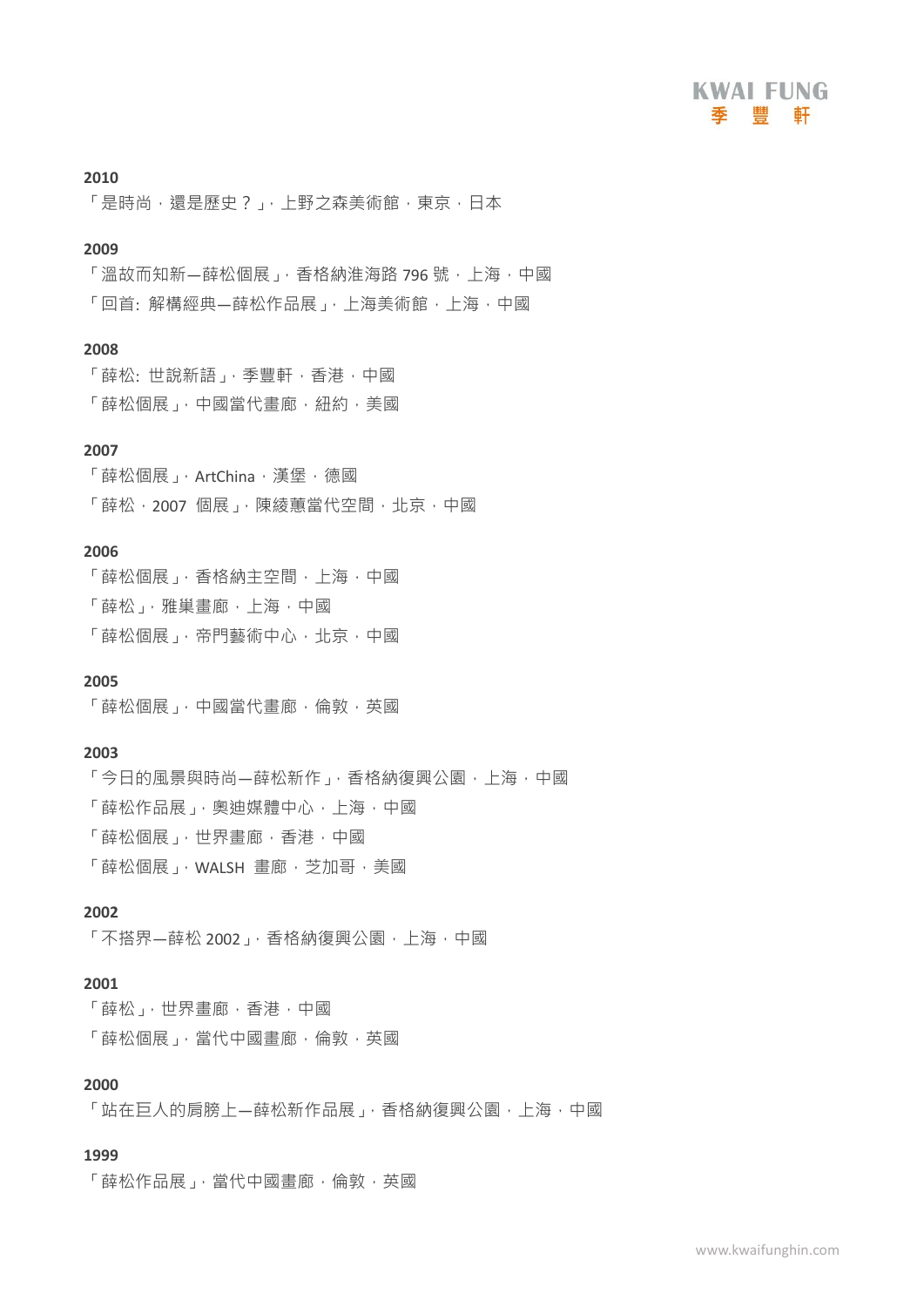**2010**

「是時尚，還是歷史？」，上野之森美術館，東京，日本

**2009**

「溫故而知新—薛松個展」，香格納淮海路 796 號，上海，中國

「回首: 解構經典—薛松作品展」，上海美術館，上海，中國

**2008**

「薛松: 世說新語」，季豐軒，香港，中國

「薛松個展」，中國當代畫廊，紐約，美國

**2007**

「薛松個展」，ArtChina，漢堡，德國

「薛松，2007 個展」，陳綾蕙當代空間，北京，中國

**2006**

「薛松個展」，香格納主空間，上海，中國

「薛松」，雅巢畫廊，上海，中國

「薛松個展」，帝門藝術中心，北京，中國

**2005**

「薛松個展」，中國當代畫廊，倫敦，英國

**2003**

「今日的風景與時尚—薛松新作」，香格納復興公園，上海，中國

「薛松作品展」，奧迪媒體中心，上海，中國

「薛松個展」，世界畫廊，香港，中國

「薛松個展」，WALSH 畫廊，芝加哥，美國

**2002**

「不搭界—薛松 2002」，香格納復興公園，上海，中國

**2001**

「薛松」，世界畫廊，香港，中國

「薛松個展」，當代中國畫廊，倫敦，英國

**2000**

「站在巨人的肩膀上—薛松新作品展」，香格納復興公園，上海，中國

**1999**

「薛松作品展」，當代中國畫廊，倫敦，英國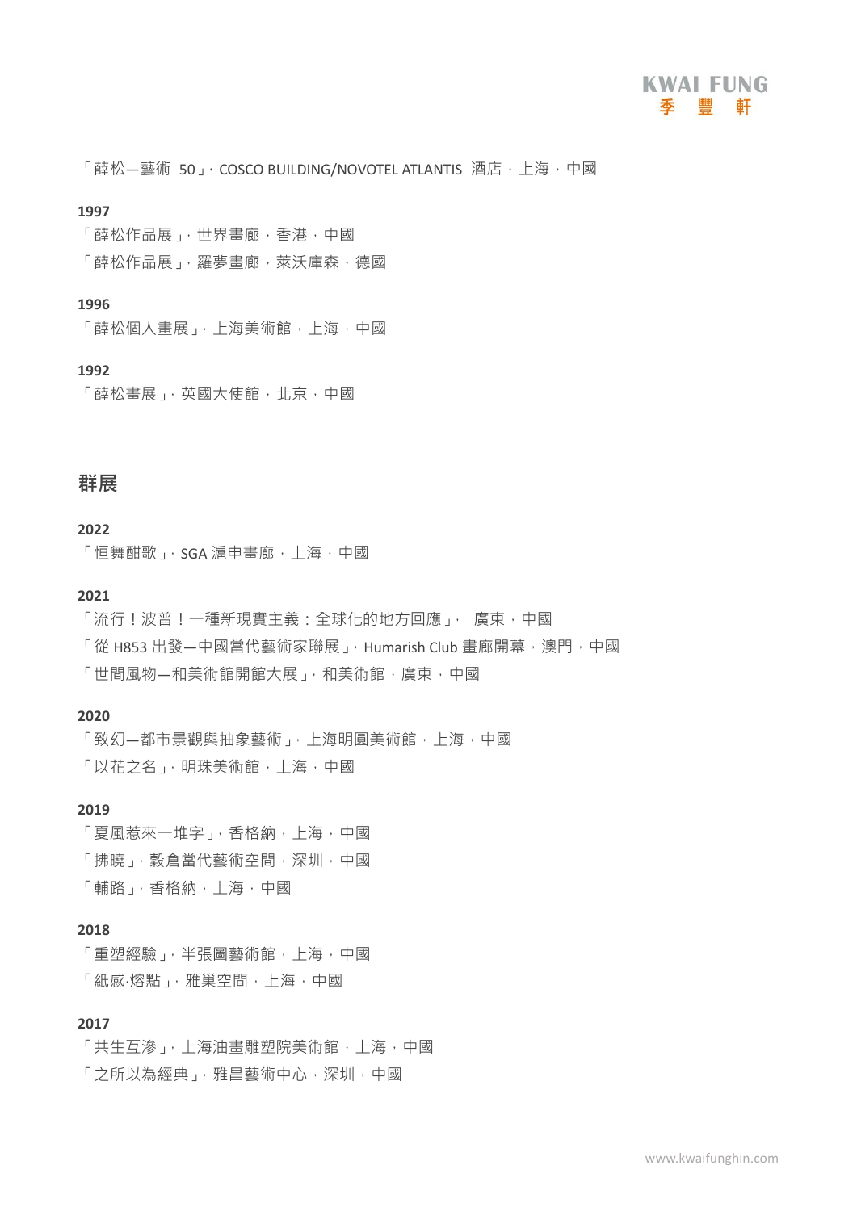「薛松—藝術 50」, COSCO BUILDING/NOVOTEL ATLANTIS 酒店，上海，中國

**1997**

「薛松作品展」, 世界畫廊，香港，中國

「薛松作品展」, 羅夢畫廊，萊沃庫森，德國

**1996**

「薛松個人畫展」, 上海美術館，上海，中國

**1992**

「薛松畫展」, 英國大使館，北京，中國

## 群展

**2022**

「恒舞酣歌」, SGA 滬申畫廊，上海，中國

**2021**

「流行！波普！一種新現實主義：全球化的地方回應」, 廣東，中國

「從 H853 出發—中國當代藝術家聯展」, Humarish Club 畫廊開幕，澳門，中國

「世間風物—和美術館開館大展」, 和美術館，廣東，中國

**2020**

「致幻—都市景觀與抽象藝術」, 上海明圓美術館，上海，中國

「以花之名」, 明珠美術館，上海，中國

**2019**

「夏風惹來一堆字」, 香格納，上海，中國

「拂曉」, 穀倉當代藝術空間，深圳，中國

「輔路」, 香格納，上海，中國

**2018**

「重塑經驗」, 半張圖藝術館，上海，中國

「紙感·熔點」, 雅巢空間，上海，中國

**2017**

「共生互滲」, 上海油畫雕塑院美術館，上海，中國

「之所以為經典」, 雅昌藝術中心，深圳，中國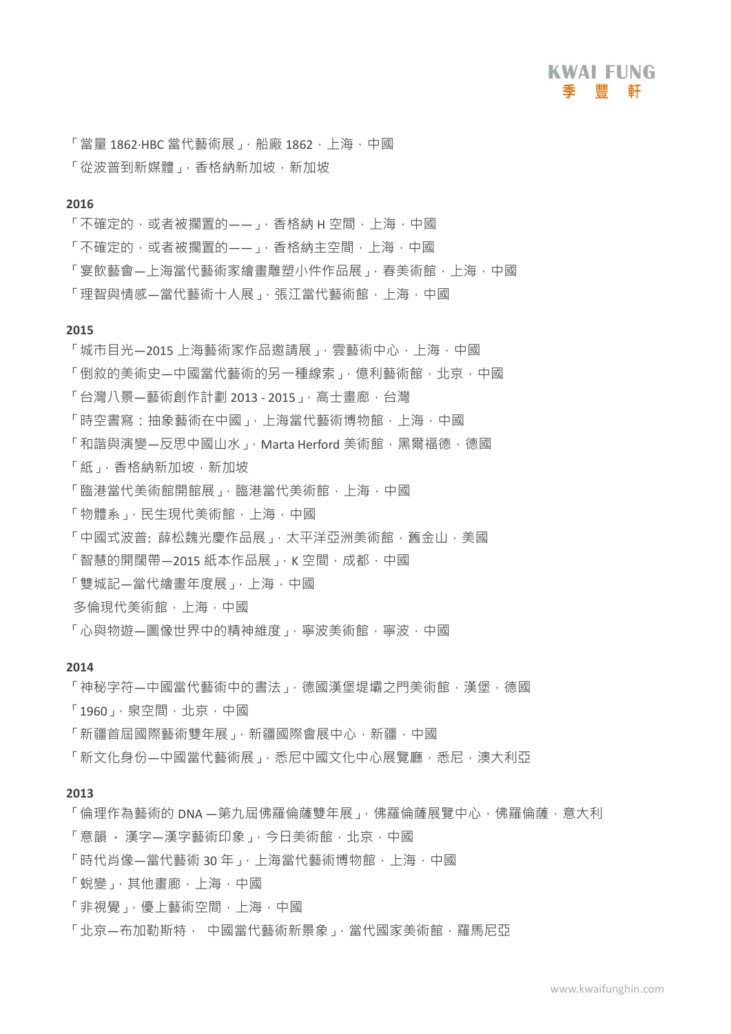「當量 1862·HBC 當代藝術展」，船廠 1862，上海，中國
「從波普到新媒體」，香格納新加坡，新加坡

**2016**

「不確定的，或者被擱置的——」，香格納 H 空間，上海，中國
「不確定的，或者被擱置的——」，香格納主空間，上海，中國
「宴飲藝會—上海當代藝術家繪畫雕塑小件作品展」，春美術館，上海，中國
「理智與情感—當代藝術十人展」，張江當代藝術館，上海，中國

**2015**

「城市目光—2015 上海藝術家作品邀請展」，雲藝術中心，上海，中國
「倒敘的美術史—中國當代藝術的另一種線索」，億利藝術館，北京，中國
「台灣八景—藝術創作計劃 2013 - 2015」，高士畫廊，台灣
「時空書寫：抽象藝術在中國」，上海當代藝術博物館，上海，中國
「和諧與演變—反思中國山水」，Marta Herford 美術館，黑爾福德，德國
「紙」，香格納新加坡，新加坡
「臨港當代美術館開館展」，臨港當代美術館，上海，中國
「物體系」，民生現代美術館，上海，中國
「中國式波普: 薛松魏光慶作品展」，太平洋亞洲美術館，舊金山，美國
「智慧的開闊帶—2015 紙本作品展」，K 空間，成都，中國
「雙城記—當代繪畫年度展」，上海，中國
多倫現代美術館，上海，中國
「心與物遊—圖像世界中的精神維度」，寧波美術館，寧波，中國

**2014**

「神秘字符—中國當代藝術中的書法」，德國漢堡提壩之門美術館，漢堡，德國
「1960」，泉空間，北京，中國
「新疆首屆國際藝術雙年展」，新疆國際會展中心，新疆，中國
「新文化身份—中國當代藝術展」，悉尼中國文化中心展覽廳，悉尼，澳大利亞

**2013**

「倫理作為藝術的 DNA —第九屆佛羅倫薩雙年展」，佛羅倫薩展覽中心，佛羅倫薩，意大利
「意韻 · 漢字—漢字藝術印象」，今日美術館，北京，中國
「時代肖像—當代藝術 30 年」，上海當代藝術博物館，上海，中國
「蛻變」，其他畫廊，上海，中國
「非視覺」，優上藝術空間，上海，中國
「北京—布加勒斯特， 中國當代藝術新景象」，當代國家美術館，羅馬尼亞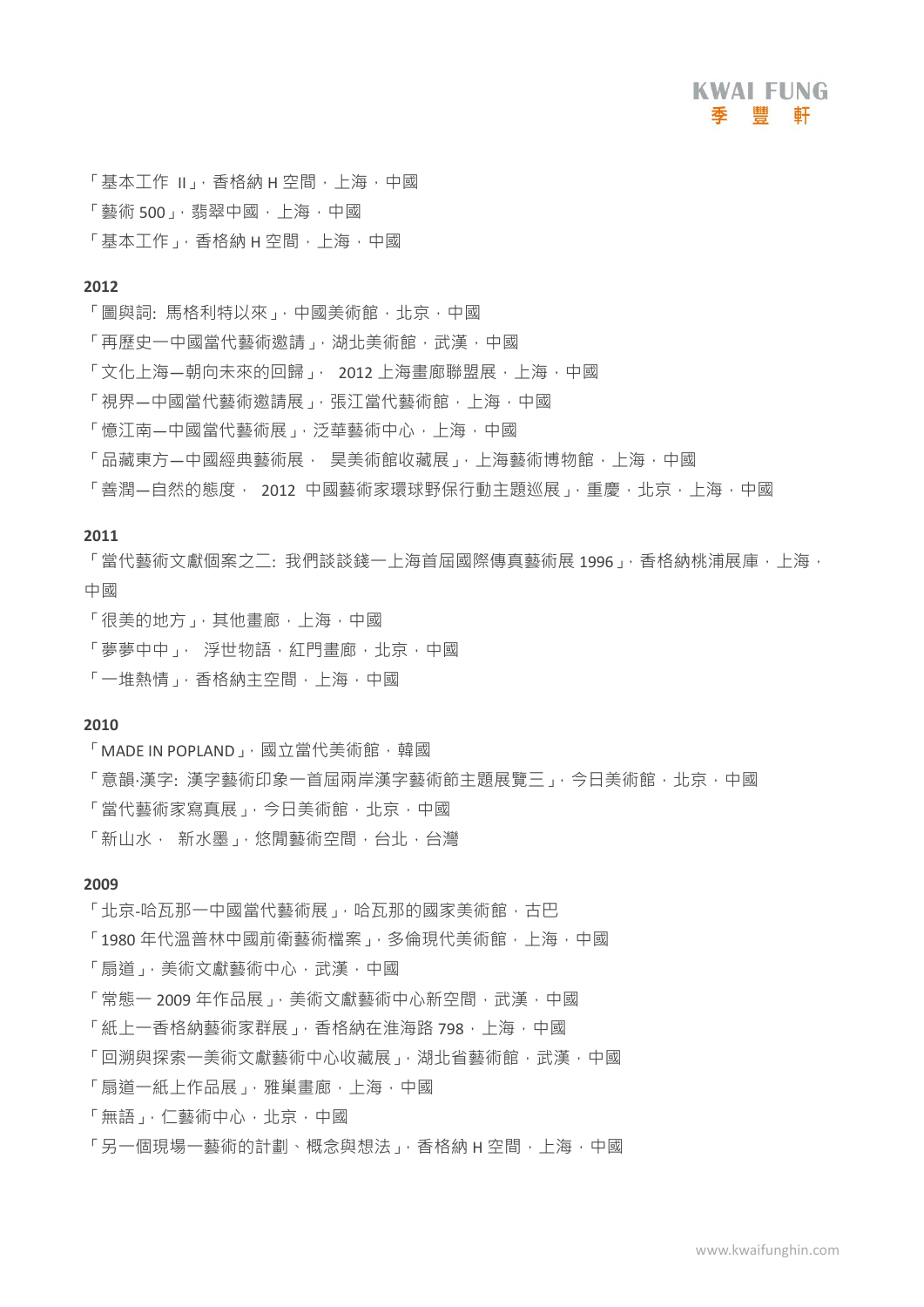「基本工作 II」，香格納 H 空間，上海，中國

「藝術 500」，翡翠中國，上海，中國

「基本工作」，香格納 H 空間，上海，中國

**2012**

「圖與詞: 馬格利特以來」，中國美術館，北京，中國

「再歷史一中國當代藝術邀請」，湖北美術館，武漢，中國

「文化上海—朝向未來的回歸」， 2012 上海畫廊聯盟展，上海，中國

「視界—中國當代藝術邀請展」，張江當代藝術館，上海，中國

「憶江南—中國當代藝術展」，泛華藝術中心，上海，中國

「品藏東方—中國經典藝術展， 昊美術館收藏展」，上海藝術博物館，上海，中國

「善潤—自然的態度， 2012 中國藝術家環球野保行動主題巡展」，重慶，北京，上海，中國

**2011**

「當代藝術文獻個案之二: 我們談談錢一上海首屆國際傳真藝術展 1996」，香格納桃浦展庫，上海，中國

「很美的地方」，其他畫廊，上海，中國

「夢夢中中」， 浮世物語，紅門畫廊，北京，中國

「一堆熱情」，香格納主空間，上海，中國

**2010**

「MADE IN POPLAND」，國立當代美術館，韓國

「意韻·漢字: 漢字藝術印象一首屆兩岸漢字藝術節主題展覽三」，今日美術館，北京，中國

「當代藝術家寫真展」，今日美術館，北京，中國

「新山水， 新水墨」，悠閒藝術空間，台北，台灣

**2009**

「北京-哈瓦那一中國當代藝術展」，哈瓦那的國家美術館，古巴

「1980 年代溫普林中國前衛藝術檔案」，多倫現代美術館，上海，中國

「扇道」，美術文獻藝術中心，武漢，中國

「常態一 2009 年作品展」，美術文獻藝術中心新空間，武漢，中國

「紙上一香格納藝術家群展」，香格納在淮海路 798，上海，中國

「回溯與探索一美術文獻藝術中心收藏展」，湖北省藝術館，武漢，中國

「扇道一紙上作品展」，雅巢畫廊，上海，中國

「無語」，仁藝術中心，北京，中國

「另一個現場一藝術的計劃、概念與想法」，香格納 H 空間，上海，中國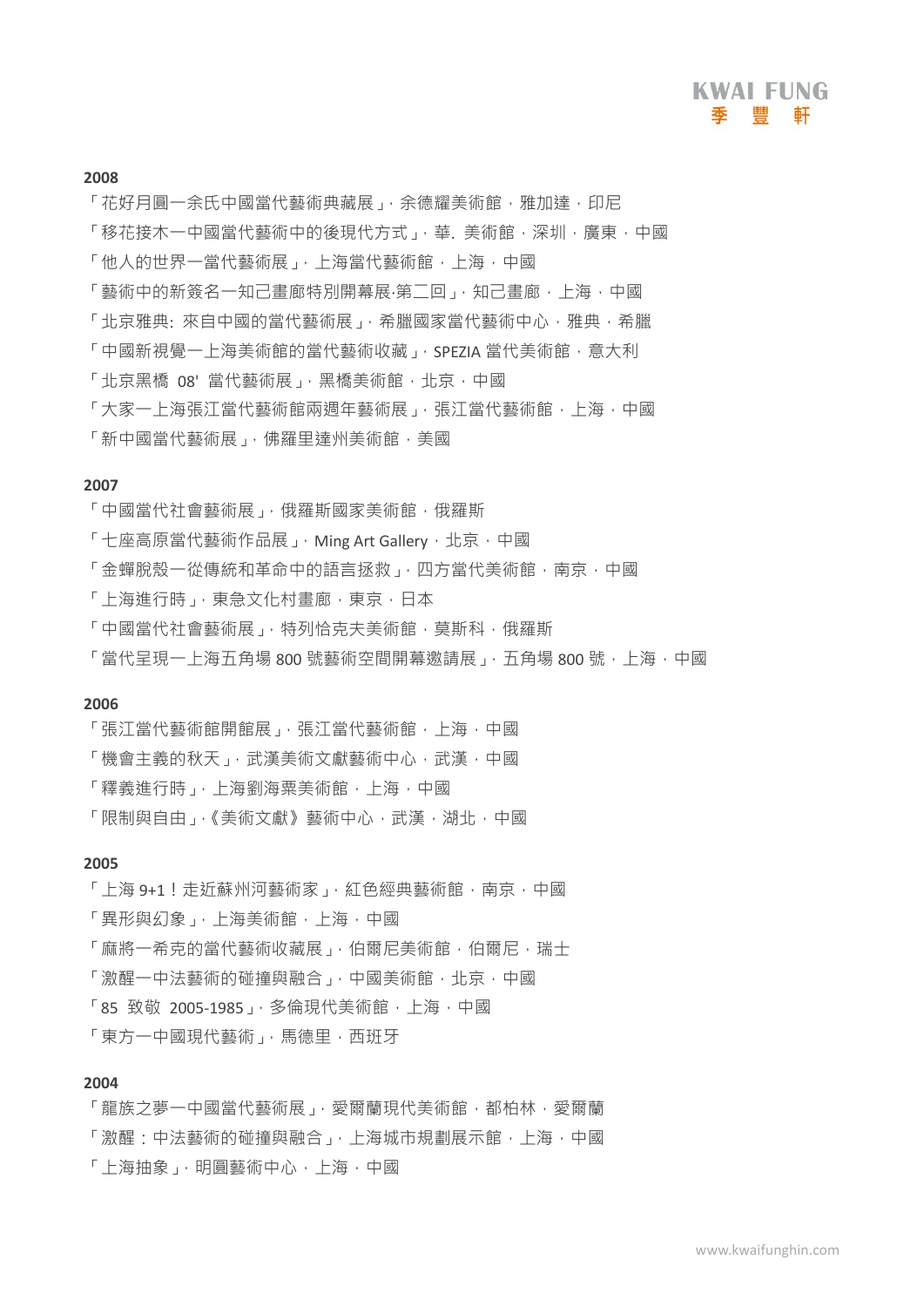**2008**

「花好月圓一余氏中國當代藝術典藏展」, 余德耀美術館，雅加達，印尼

「移花接木一中國當代藝術中的後現代方式」, 華. 美術館，深圳，廣東，中國

「他人的世界一當代藝術展」, 上海當代藝術館，上海，中國

「藝術中的新簽名一知己畫廊特別開幕展·第二回」, 知己畫廊，上海，中國

「北京雅典: 來自中國的當代藝術展」, 希臘國家當代藝術中心，雅典，希臘

「中國新視覺一上海美術館的當代藝術收藏」, SPEZIA 當代美術館，意大利

「北京黑橋 08' 當代藝術展」, 黑橋美術館，北京，中國

「大家一上海張江當代藝術館兩週年藝術展」, 張江當代藝術館，上海，中國

「新中國當代藝術展」, 佛羅里達州美術館，美國

**2007**

「中國當代社會藝術展」, 俄羅斯國家美術館，俄羅斯

「七座高原當代藝術作品展」, Ming Art Gallery，北京，中國

「金蟬脫殼一從傳統和革命中的語言拯救」, 四方當代美術館，南京，中國

「上海進行時」, 東急文化村畫廊，東京，日本

「中國當代社會藝術展」, 特列恰克夫美術館，莫斯科，俄羅斯

「當代呈現一上海五角場 800 號藝術空間開幕邀請展」, 五角場 800 號，上海，中國

**2006**

「張江當代藝術館開館展」, 張江當代藝術館，上海，中國

「機會主義的秋天」, 武漢美術文獻藝術中心，武漢，中國

「釋義進行時」, 上海劉海粟美術館，上海，中國

「限制與自由」,《美術文獻》藝術中心，武漢，湖北，中國

**2005**

「上海 9+1！走近蘇州河藝術家」, 紅色經典藝術館，南京，中國

「異形與幻象」, 上海美術館，上海，中國

「麻將一希克的當代藝術收藏展」, 伯爾尼美術館，伯爾尼，瑞士

「激醒一中法藝術的碰撞與融合」, 中國美術館，北京，中國

「85 致敬 2005-1985」, 多倫現代美術館，上海，中國

「東方一中國現代藝術」, 馬德里，西班牙

**2004**

「龍族之夢一中國當代藝術展」, 愛爾蘭現代美術館，都柏林，愛爾蘭

「激醒：中法藝術的碰撞與融合」, 上海城市規劃展示館，上海，中國

「上海抽象」, 明圓藝術中心，上海，中國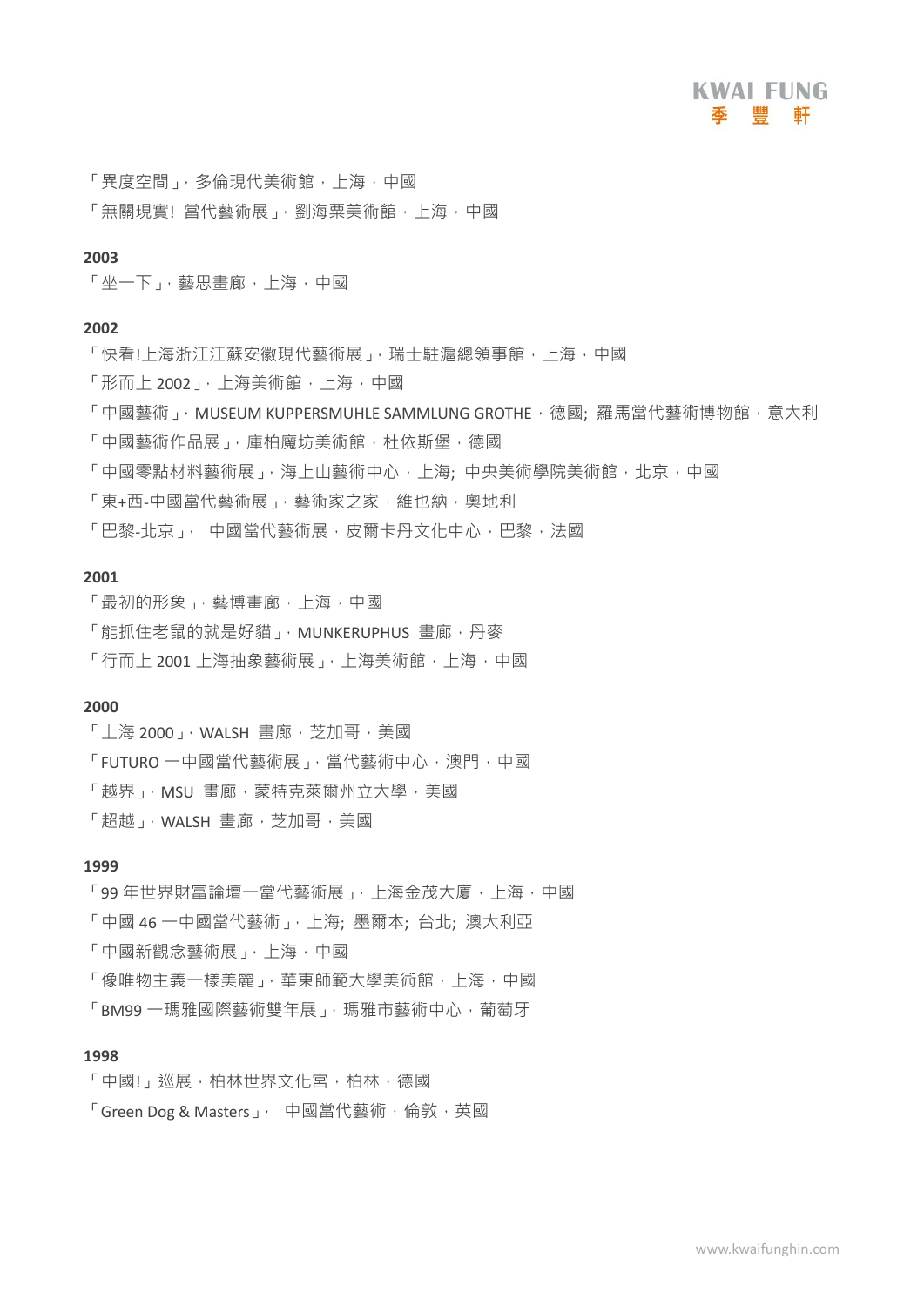「異度空間」，多倫現代美術館，上海，中國

「無關現實! 當代藝術展」，劉海粟美術館，上海，中國

**2003**

「坐一下」，藝思畫廊，上海，中國

**2002**

「快看!上海浙江江蘇安徽現代藝術展」，瑞士駐滬總領事館，上海，中國

「形而上 2002」，上海美術館，上海，中國

「中國藝術」，MUSEUM KUPPERSMUHLE SAMMLUNG GROTHE，德國; 羅馬當代藝術博物館，意大利

「中國藝術作品展」，庫柏魔坊美術館，杜依斯堡，德國

「中國零點材料藝術展」，海上山藝術中心，上海; 中央美術學院美術館，北京，中國

「東+西-中國當代藝術展」，藝術家之家，維也納，奧地利

「巴黎-北京」， 中國當代藝術展，皮爾卡丹文化中心，巴黎，法國

**2001**

「最初的形象」，藝博畫廊，上海，中國

「能抓住老鼠的就是好貓」，MUNKERUPHUS 畫廊，丹麥

「行而上 2001 上海抽象藝術展」，上海美術館，上海，中國

**2000**

「上海 2000」，WALSH 畫廊，芝加哥，美國

「FUTURO 一中國當代藝術展」，當代藝術中心，澳門，中國

「越界」，MSU 畫廊，蒙特克萊爾州立大學，美國

「超越」，WALSH 畫廊，芝加哥，美國

**1999**

「99 年世界財富論壇一當代藝術展」，上海金茂大廈，上海，中國

「中國 46 一中國當代藝術」，上海; 墨爾本; 台北; 澳大利亞

「中國新觀念藝術展」，上海，中國

「像唯物主義一樣美麗」，華東師範大學美術館，上海，中國

「BM99 一瑪雅國際藝術雙年展」，瑪雅市藝術中心，葡萄牙

**1998**

「中國!」巡展，柏林世界文化宮，柏林，德國

「Green Dog & Masters」， 中國當代藝術，倫敦，英國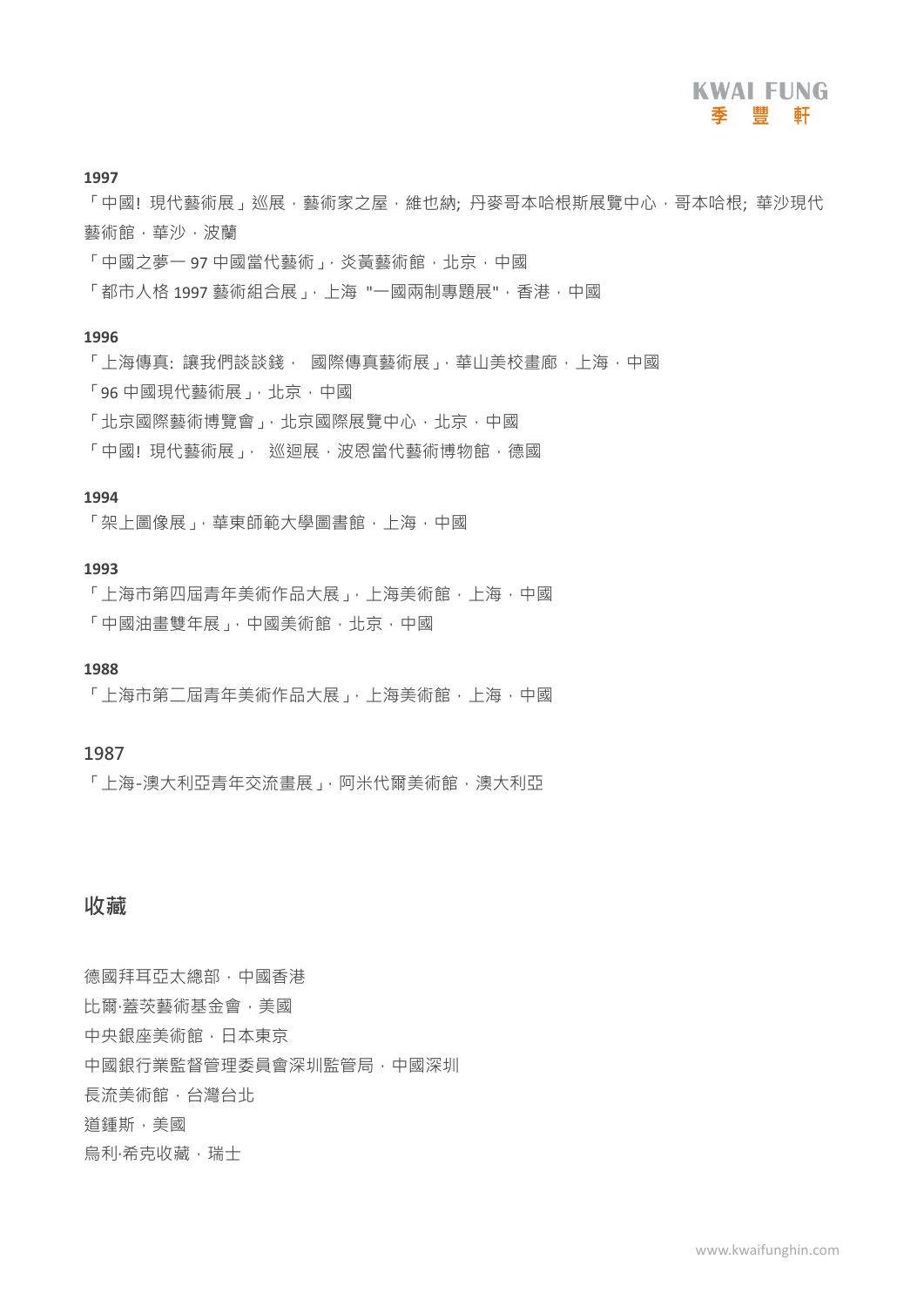**1997**

「中國! 現代藝術展」巡展，藝術家之屋，維也納; 丹麥哥本哈根斯展覽中心，哥本哈根; 華沙現代藝術館，華沙，波蘭

「中國之夢一 97 中國當代藝術」，炎黃藝術館，北京，中國

「都市人格 1997 藝術組合展」，上海 "一國兩制專題展"，香港，中國

**1996**

「上海傳真: 讓我們談談錢， 國際傳真藝術展」，華山美校畫廊，上海，中國

「96 中國現代藝術展」，北京，中國

「北京國際藝術博覽會」，北京國際展覽中心，北京，中國

「中國! 現代藝術展」， 巡迴展，波恩當代藝術博物館，德國

**1994**

「架上圖像展」，華東師範大學圖書館，上海，中國

**1993**

「上海市第四屆青年美術作品大展」，上海美術館，上海，中國

「中國油畫雙年展」，中國美術館，北京，中國

**1988**

「上海市第二屆青年美術作品大展」，上海美術館，上海，中國

1987

「上海-澳大利亞青年交流畫展」，阿米代爾美術館，澳大利亞

## 收藏

德國拜耳亞太總部，中國香港

比爾·蓋茨藝術基金會，美國

中央銀座美術館，日本東京

中國銀行業監督管理委員會深圳監管局，中國深圳

長流美術館，台灣台北

道鍾斯，美國

烏利·希克收藏，瑞士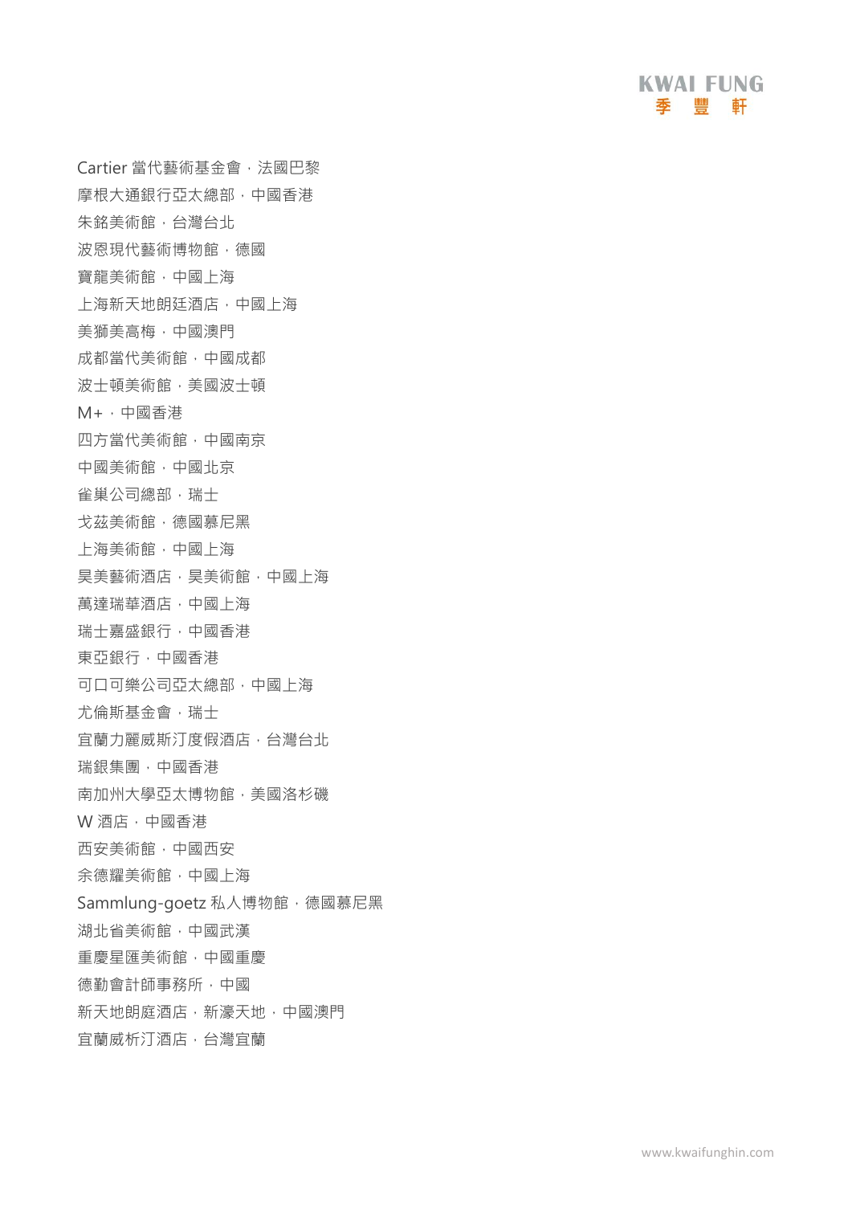Cartier 當代藝術基金會，法國巴黎
摩根大通銀行亞太總部，中國香港
朱銘美術館，台灣台北
波恩現代藝術博物館，德國
寶龍美術館，中國上海
上海新天地朗廷酒店，中國上海
美獅美高梅，中國澳門
成都當代美術館，中國成都
波士頓美術館，美國波士頓
M+，中國香港
四方當代美術館，中國南京
中國美術館，中國北京
雀巢公司總部，瑞士
戈茲美術館，德國慕尼黑
上海美術館，中國上海
昊美藝術酒店，昊美術館，中國上海
萬達瑞華酒店，中國上海
瑞士嘉盛銀行，中國香港
東亞銀行，中國香港
可口可樂公司亞太總部，中國上海
尤倫斯基金會，瑞士
宜蘭力麗威斯汀度假酒店，台灣台北
瑞銀集團，中國香港
南加州大學亞太博物館，美國洛杉磯
W 酒店，中國香港
西安美術館，中國西安
余德耀美術館，中國上海
Sammlung-goetz 私人博物館，德國慕尼黑
湖北省美術館，中國武漢
重慶星匯美術館，中國重慶
德勤會計師事務所，中國
新天地朗庭酒店，新濠天地，中國澳門
宜蘭威析汀酒店，台灣宜蘭